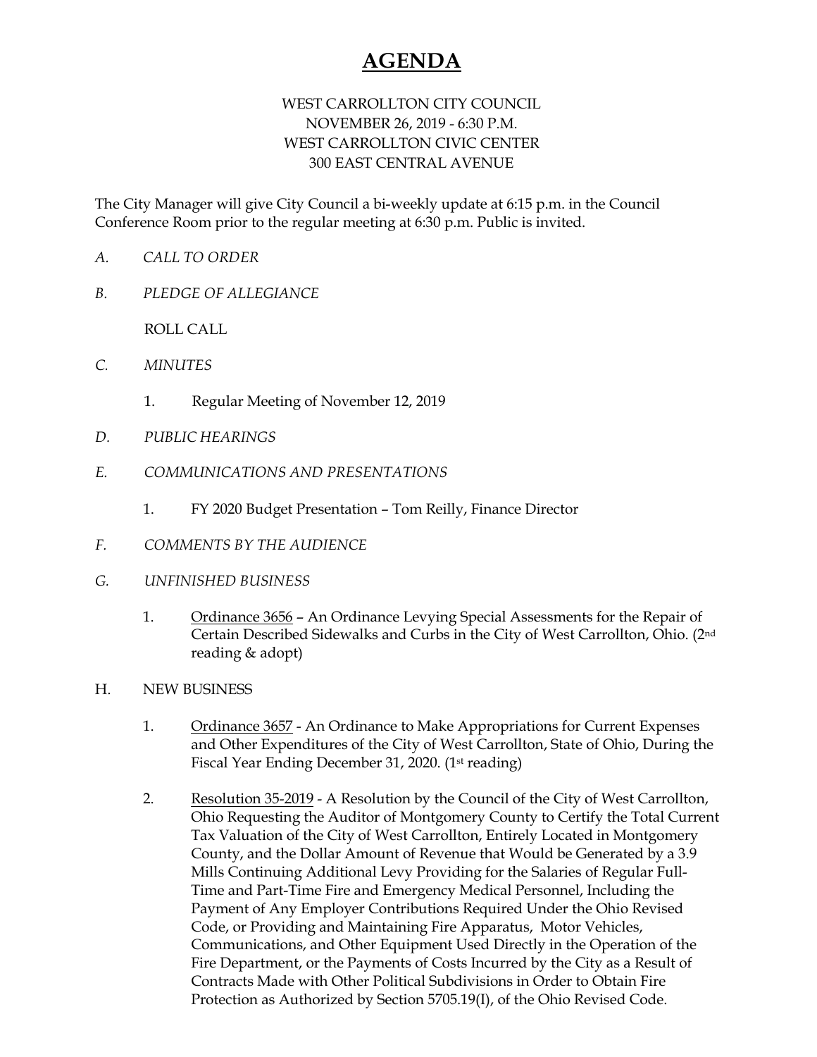# AGENDA

WEST CARROLLTON CITY COUNCIL
NOVEMBER 26, 2019 - 6:30 P.M.
WEST CARROLLTON CIVIC CENTER
300 EAST CENTRAL AVENUE

The City Manager will give City Council a bi-weekly update at 6:15 p.m. in the Council Conference Room prior to the regular meeting at 6:30 p.m. Public is invited.

A. *CALL TO ORDER*

B. *PLEDGE OF ALLEGIANCE*

ROLL CALL

C. *MINUTES*

1. Regular Meeting of November 12, 2019

D. *PUBLIC HEARINGS*

E. *COMMUNICATIONS AND PRESENTATIONS*

1. FY 2020 Budget Presentation – Tom Reilly, Finance Director

F. *COMMENTS BY THE AUDIENCE*

G. *UNFINISHED BUSINESS*

1. Ordinance 3656 – An Ordinance Levying Special Assessments for the Repair of Certain Described Sidewalks and Curbs in the City of West Carrollton, Ohio. (2nd reading & adopt)

H. NEW BUSINESS

1. Ordinance 3657 - An Ordinance to Make Appropriations for Current Expenses and Other Expenditures of the City of West Carrollton, State of Ohio, During the Fiscal Year Ending December 31, 2020. (1st reading)

2. Resolution 35-2019 - A Resolution by the Council of the City of West Carrollton, Ohio Requesting the Auditor of Montgomery County to Certify the Total Current Tax Valuation of the City of West Carrollton, Entirely Located in Montgomery County, and the Dollar Amount of Revenue that Would be Generated by a 3.9 Mills Continuing Additional Levy Providing for the Salaries of Regular Full-Time and Part-Time Fire and Emergency Medical Personnel, Including the Payment of Any Employer Contributions Required Under the Ohio Revised Code, or Providing and Maintaining Fire Apparatus, Motor Vehicles, Communications, and Other Equipment Used Directly in the Operation of the Fire Department, or the Payments of Costs Incurred by the City as a Result of Contracts Made with Other Political Subdivisions in Order to Obtain Fire Protection as Authorized by Section 5705.19(I), of the Ohio Revised Code.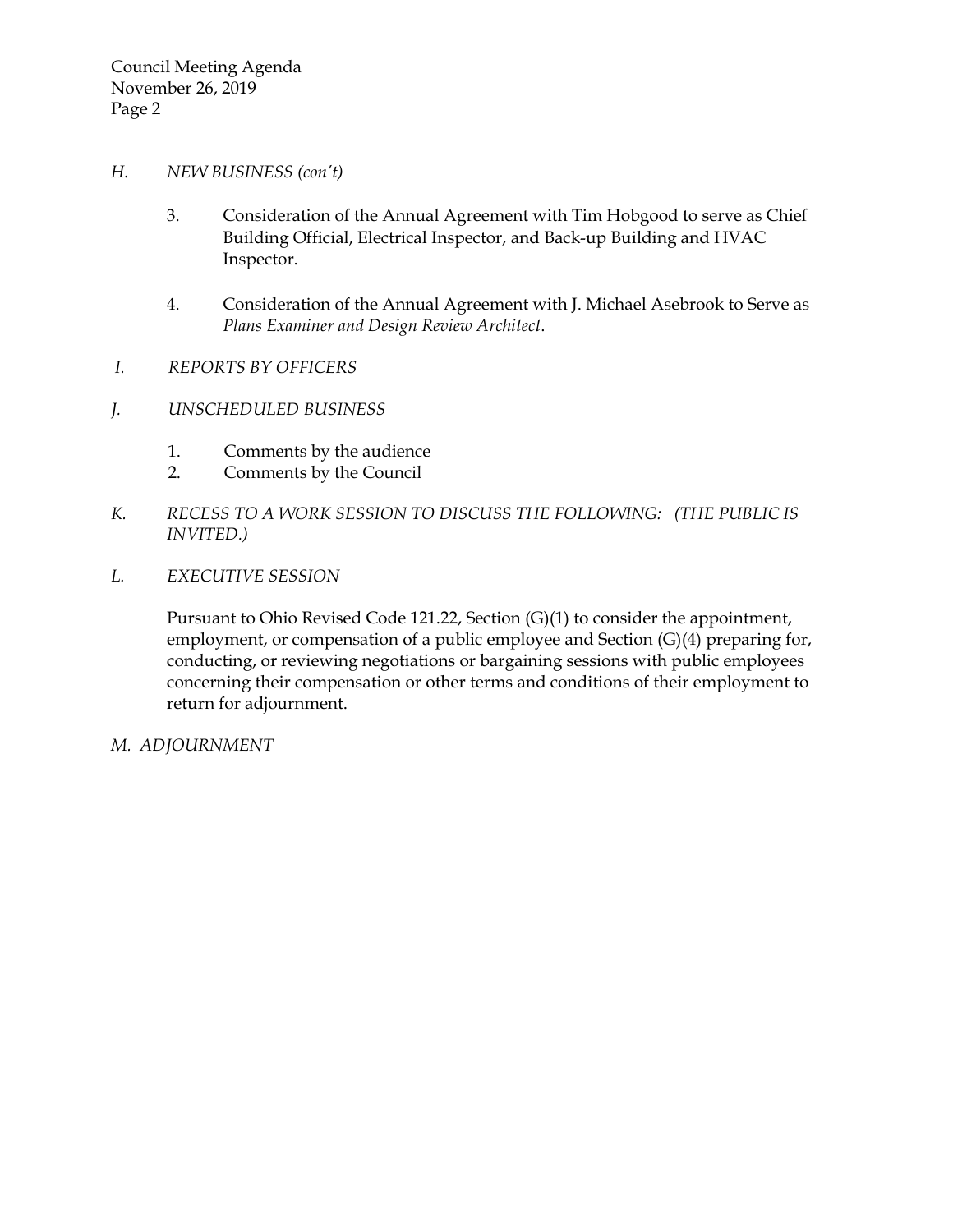*H. NEW BUSINESS (con't)*

3. Consideration of the Annual Agreement with Tim Hobgood to serve as Chief Building Official, Electrical Inspector, and Back-up Building and HVAC Inspector.

4. Consideration of the Annual Agreement with J. Michael Asebrook to Serve as *Plans Examiner and Design Review Architect*.

*I. REPORTS BY OFFICERS*

*J. UNSCHEDULED BUSINESS*

1. Comments by the audience
2. Comments by the Council

*K. RECESS TO A WORK SESSION TO DISCUSS THE FOLLOWING: (THE PUBLIC IS INVITED.)*

*L. EXECUTIVE SESSION*

Pursuant to Ohio Revised Code 121.22, Section (G)(1) to consider the appointment, employment, or compensation of a public employee and Section (G)(4) preparing for, conducting, or reviewing negotiations or bargaining sessions with public employees concerning their compensation or other terms and conditions of their employment to return for adjournment.

*M. ADJOURNMENT*